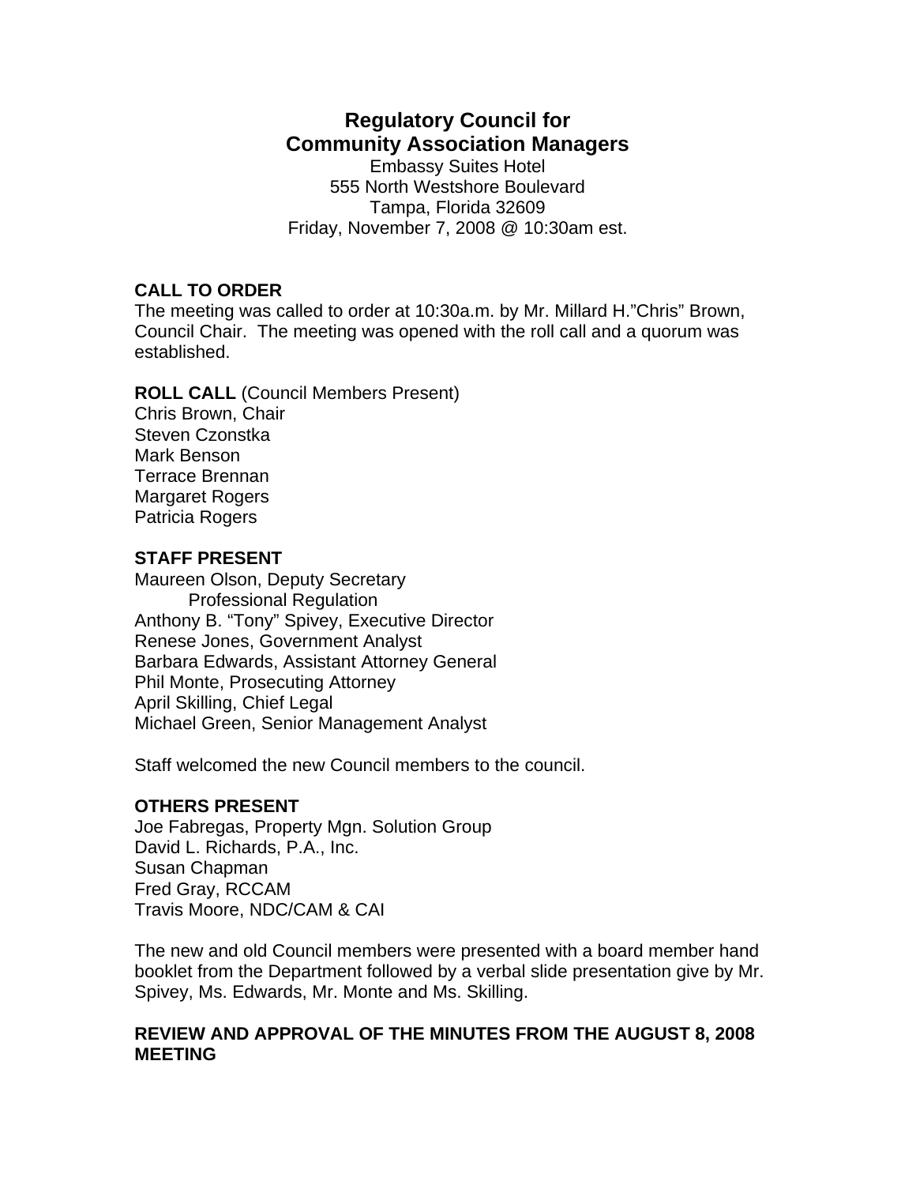# Regulatory Council for Community Association Managers

Embassy Suites Hotel
555 North Westshore Boulevard
Tampa, Florida 32609
Friday, November 7, 2008 @ 10:30am est.

**CALL TO ORDER**

The meeting was called to order at 10:30a.m. by Mr. Millard H."Chris" Brown, Council Chair. The meeting was opened with the roll call and a quorum was established.

**ROLL CALL** (Council Members Present)

Chris Brown, Chair
Steven Czonstka
Mark Benson
Terrace Brennan
Margaret Rogers
Patricia Rogers

**STAFF PRESENT**

Maureen Olson, Deputy Secretary
    Professional Regulation
Anthony B. "Tony" Spivey, Executive Director
Renese Jones, Government Analyst
Barbara Edwards, Assistant Attorney General
Phil Monte, Prosecuting Attorney
April Skilling, Chief Legal
Michael Green, Senior Management Analyst

Staff welcomed the new Council members to the council.

**OTHERS PRESENT**

Joe Fabregas, Property Mgn. Solution Group
David L. Richards, P.A., Inc.
Susan Chapman
Fred Gray, RCCAM
Travis Moore, NDC/CAM & CAI

The new and old Council members were presented with a board member hand booklet from the Department followed by a verbal slide presentation give by Mr. Spivey, Ms. Edwards, Mr. Monte and Ms. Skilling.

**REVIEW AND APPROVAL OF THE MINUTES FROM THE AUGUST 8, 2008 MEETING**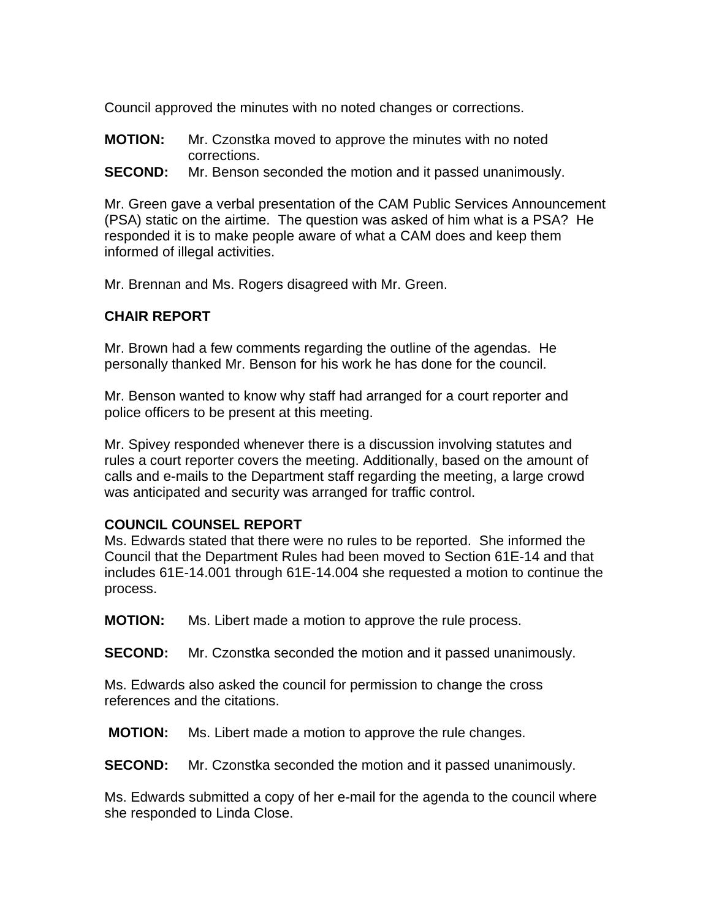Council approved the minutes with no noted changes or corrections.

**MOTION:** Mr. Czonstka moved to approve the minutes with no noted corrections.

**SECOND:** Mr. Benson seconded the motion and it passed unanimously.

Mr. Green gave a verbal presentation of the CAM Public Services Announcement (PSA) static on the airtime. The question was asked of him what is a PSA? He responded it is to make people aware of what a CAM does and keep them informed of illegal activities.

Mr. Brennan and Ms. Rogers disagreed with Mr. Green.

**CHAIR REPORT**

Mr. Brown had a few comments regarding the outline of the agendas. He personally thanked Mr. Benson for his work he has done for the council.

Mr. Benson wanted to know why staff had arranged for a court reporter and police officers to be present at this meeting.

Mr. Spivey responded whenever there is a discussion involving statutes and rules a court reporter covers the meeting. Additionally, based on the amount of calls and e-mails to the Department staff regarding the meeting, a large crowd was anticipated and security was arranged for traffic control.

**COUNCIL COUNSEL REPORT**

Ms. Edwards stated that there were no rules to be reported. She informed the Council that the Department Rules had been moved to Section 61E-14 and that includes 61E-14.001 through 61E-14.004 she requested a motion to continue the process.

**MOTION:** Ms. Libert made a motion to approve the rule process.

**SECOND:** Mr. Czonstka seconded the motion and it passed unanimously.

Ms. Edwards also asked the council for permission to change the cross references and the citations.

**MOTION:** Ms. Libert made a motion to approve the rule changes.

**SECOND:** Mr. Czonstka seconded the motion and it passed unanimously.

Ms. Edwards submitted a copy of her e-mail for the agenda to the council where she responded to Linda Close.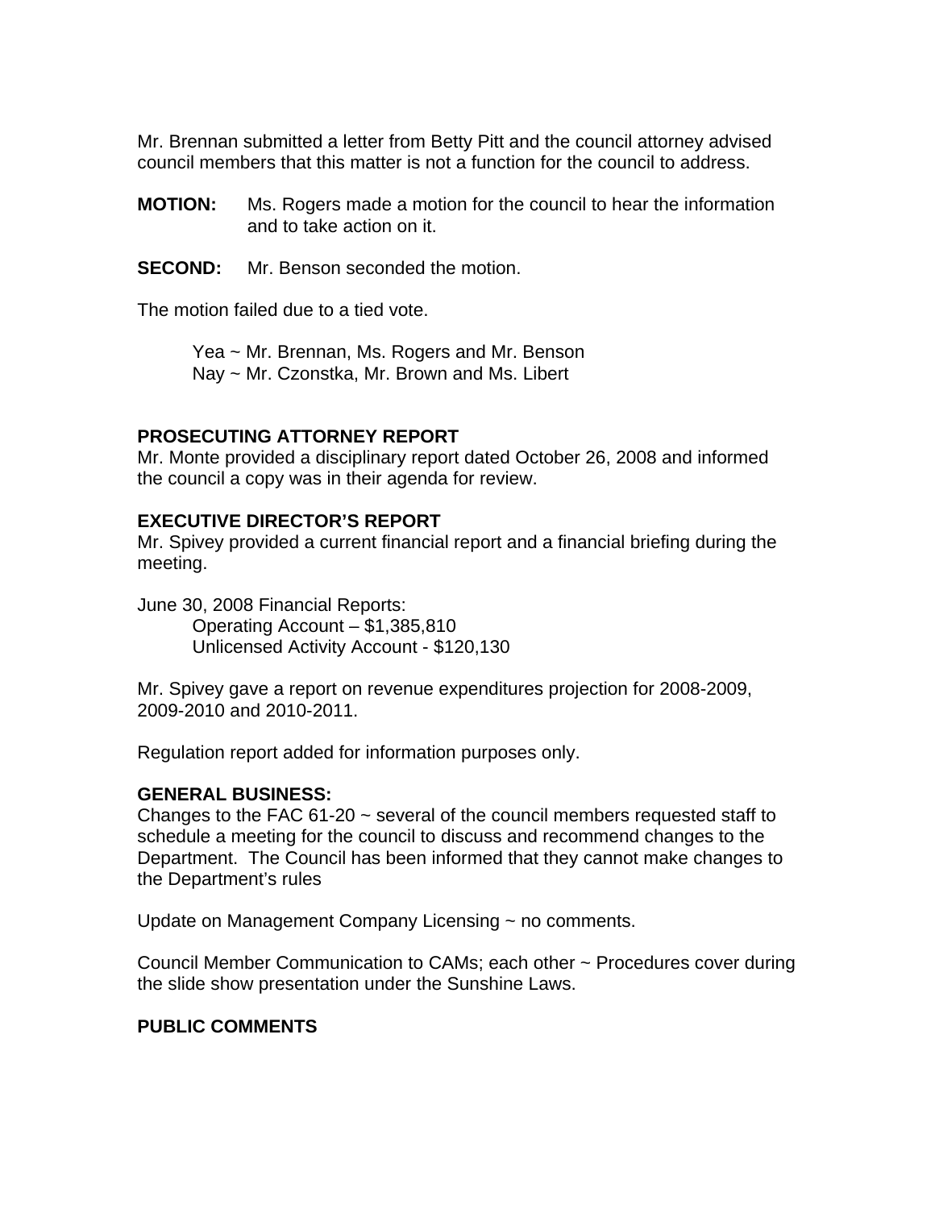Mr. Brennan submitted a letter from Betty Pitt and the council attorney advised council members that this matter is not a function for the council to address.

**MOTION:** Ms. Rogers made a motion for the council to hear the information and to take action on it.

**SECOND:** Mr. Benson seconded the motion.

The motion failed due to a tied vote.

Yea ~ Mr. Brennan, Ms. Rogers and Mr. Benson
Nay ~ Mr. Czonstka, Mr. Brown and Ms. Libert

**PROSECUTING ATTORNEY REPORT**
Mr. Monte provided a disciplinary report dated October 26, 2008 and informed the council a copy was in their agenda for review.

**EXECUTIVE DIRECTOR'S REPORT**
Mr. Spivey provided a current financial report and a financial briefing during the meeting.

June 30, 2008 Financial Reports:
Operating Account – $1,385,810
Unlicensed Activity Account - $120,130

Mr. Spivey gave a report on revenue expenditures projection for 2008-2009, 2009-2010 and 2010-2011.

Regulation report added for information purposes only.

**GENERAL BUSINESS:**
Changes to the FAC 61-20 ~ several of the council members requested staff to schedule a meeting for the council to discuss and recommend changes to the Department. The Council has been informed that they cannot make changes to the Department's rules

Update on Management Company Licensing ~ no comments.

Council Member Communication to CAMs; each other ~ Procedures cover during the slide show presentation under the Sunshine Laws.

**PUBLIC COMMENTS**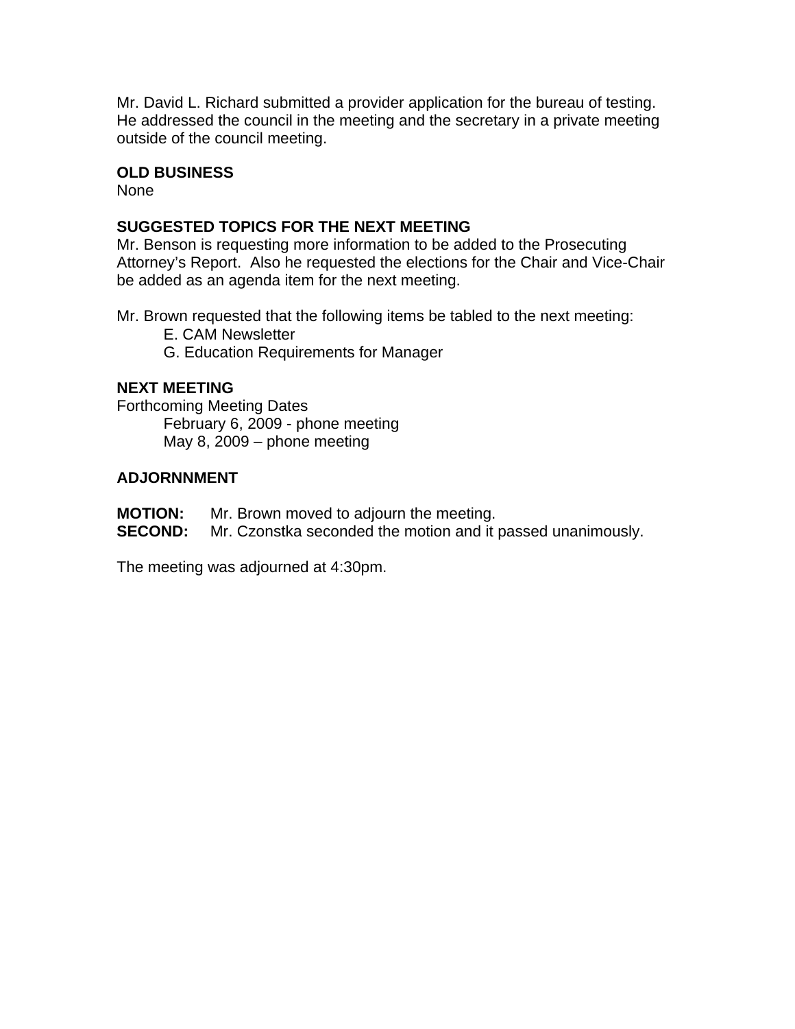Mr. David L. Richard submitted a provider application for the bureau of testing. He addressed the council in the meeting and the secretary in a private meeting outside of the council meeting.

**OLD BUSINESS**
None

**SUGGESTED TOPICS FOR THE NEXT MEETING**
Mr. Benson is requesting more information to be added to the Prosecuting Attorney's Report. Also he requested the elections for the Chair and Vice-Chair be added as an agenda item for the next meeting.

Mr. Brown requested that the following items be tabled to the next meeting:

E. CAM Newsletter
G. Education Requirements for Manager

**NEXT MEETING**
Forthcoming Meeting Dates

February 6, 2009 - phone meeting
May 8, 2009 – phone meeting

**ADJORNNMENT**

**MOTION:** Mr. Brown moved to adjourn the meeting.
**SECOND:** Mr. Czonstka seconded the motion and it passed unanimously.

The meeting was adjourned at 4:30pm.